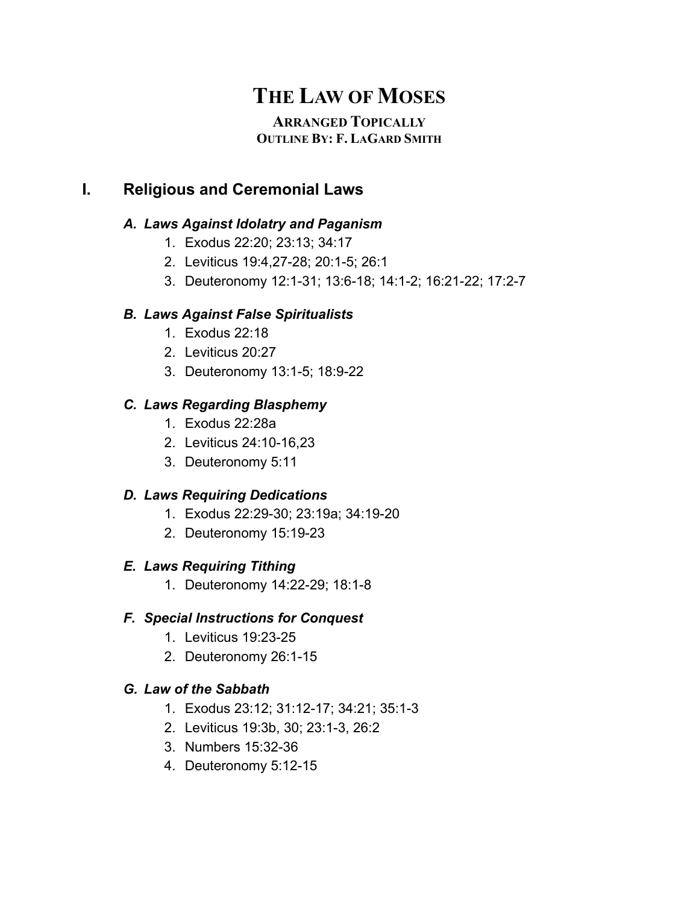# The Law of Moses

**Arranged Topically**
**Outline By: F. LaGard Smith**

## I. Religious and Ceremonial Laws

### *A. Laws Against Idolatry and Paganism*

1. Exodus 22:20; 23:13; 34:17
2. Leviticus 19:4,27-28; 20:1-5; 26:1
3. Deuteronomy 12:1-31; 13:6-18; 14:1-2; 16:21-22; 17:2-7

### *B. Laws Against False Spiritualists*

1. Exodus 22:18
2. Leviticus 20:27
3. Deuteronomy 13:1-5; 18:9-22

### *C. Laws Regarding Blasphemy*

1. Exodus 22:28a
2. Leviticus 24:10-16,23
3. Deuteronomy 5:11

### *D. Laws Requiring Dedications*

1. Exodus 22:29-30; 23:19a; 34:19-20
2. Deuteronomy 15:19-23

### *E. Laws Requiring Tithing*

1. Deuteronomy 14:22-29; 18:1-8

### *F. Special Instructions for Conquest*

1. Leviticus 19:23-25
2. Deuteronomy 26:1-15

### *G. Law of the Sabbath*

1. Exodus 23:12; 31:12-17; 34:21; 35:1-3
2. Leviticus 19:3b, 30; 23:1-3, 26:2
3. Numbers 15:32-36
4. Deuteronomy 5:12-15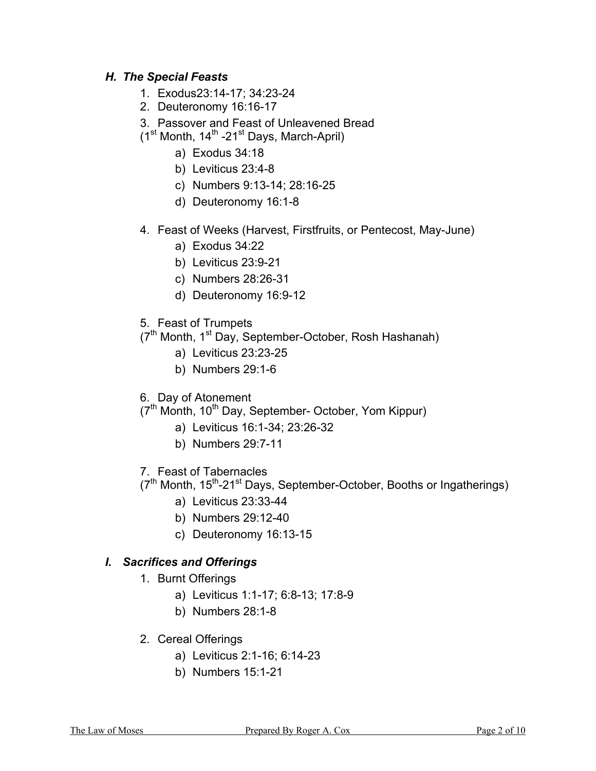### *H. The Special Feasts*

1. Exodus23:14-17; 34:23-24
2. Deuteronomy 16:16-17
3. Passover and Feast of Unleavened Bread (1st Month, 14th -21st Days, March-April)
    a) Exodus 34:18
    b) Leviticus 23:4-8
    c) Numbers 9:13-14; 28:16-25
    d) Deuteronomy 16:1-8

4. Feast of Weeks (Harvest, Firstfruits, or Pentecost, May-June)
    a) Exodus 34:22
    b) Leviticus 23:9-21
    c) Numbers 28:26-31
    d) Deuteronomy 16:9-12

5. Feast of Trumpets (7th Month, 1st Day, September-October, Rosh Hashanah)
    a) Leviticus 23:23-25
    b) Numbers 29:1-6

6. Day of Atonement (7th Month, 10th Day, September- October, Yom Kippur)
    a) Leviticus 16:1-34; 23:26-32
    b) Numbers 29:7-11

7. Feast of Tabernacles (7th Month, 15th-21st Days, September-October, Booths or Ingatherings)
    a) Leviticus 23:33-44
    b) Numbers 29:12-40
    c) Deuteronomy 16:13-15

### *I. Sacrifices and Offerings*

1. Burnt Offerings
    a) Leviticus 1:1-17; 6:8-13; 17:8-9
    b) Numbers 28:1-8

2. Cereal Offerings
    a) Leviticus 2:1-16; 6:14-23
    b) Numbers 15:1-21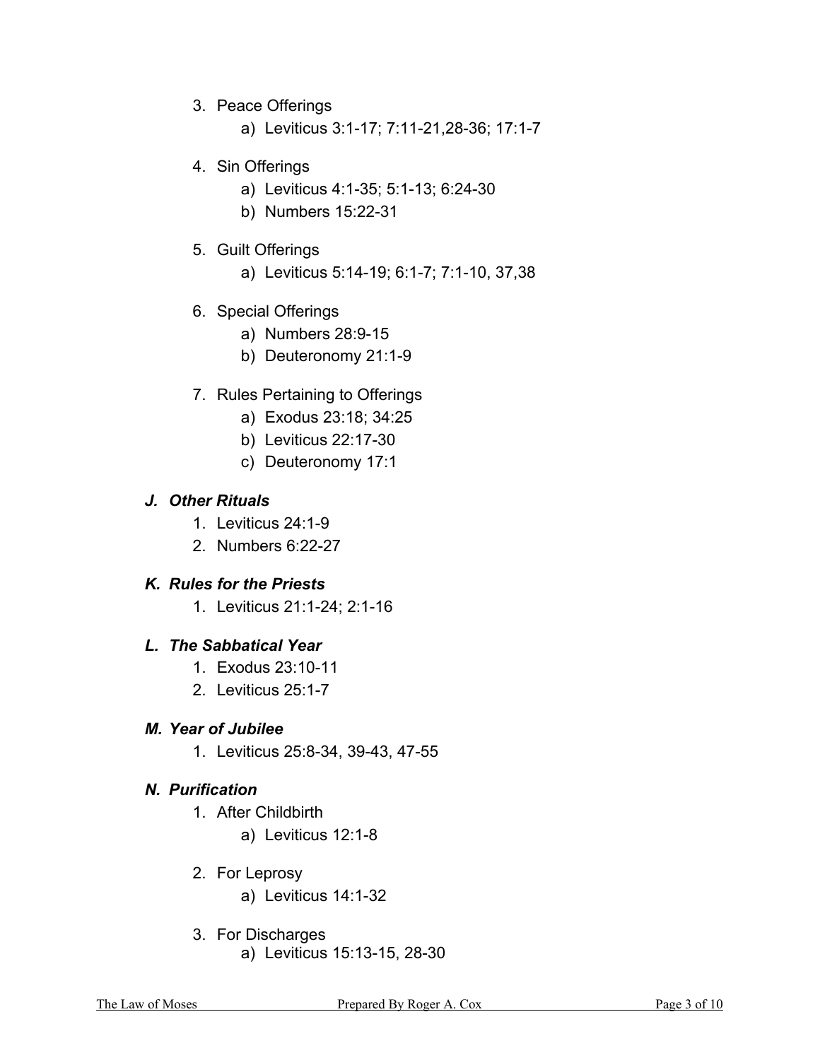3. Peace Offerings
    a) Leviticus 3:1-17; 7:11-21,28-36; 17:1-7

4. Sin Offerings
    a) Leviticus 4:1-35; 5:1-13; 6:24-30
    b) Numbers 15:22-31

5. Guilt Offerings
    a) Leviticus 5:14-19; 6:1-7; 7:1-10, 37,38

6. Special Offerings
    a) Numbers 28:9-15
    b) Deuteronomy 21:1-9

7. Rules Pertaining to Offerings
    a) Exodus 23:18; 34:25
    b) Leviticus 22:17-30
    c) Deuteronomy 17:1

### *J. Other Rituals*

1. Leviticus 24:1-9
2. Numbers 6:22-27

### *K. Rules for the Priests*

1. Leviticus 21:1-24; 2:1-16

### *L. The Sabbatical Year*

1. Exodus 23:10-11
2. Leviticus 25:1-7

### *M. Year of Jubilee*

1. Leviticus 25:8-34, 39-43, 47-55

### *N. Purification*

1. After Childbirth
    a) Leviticus 12:1-8

2. For Leprosy
    a) Leviticus 14:1-32

3. For Discharges
    a) Leviticus 15:13-15, 28-30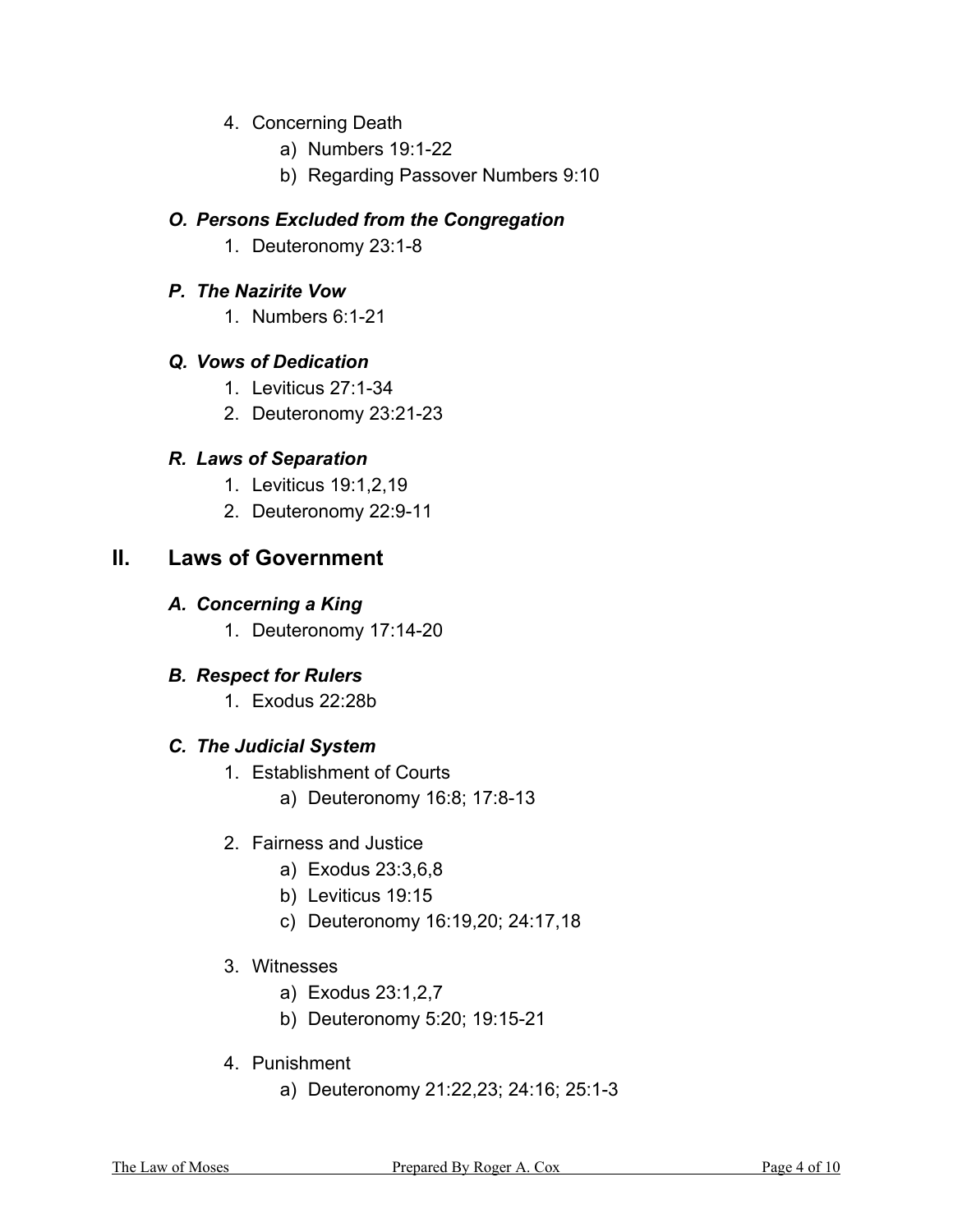4. Concerning Death
    a) Numbers 19:1-22
    b) Regarding Passover Numbers 9:10

### *O. Persons Excluded from the Congregation*

1. Deuteronomy 23:1-8

### *P. The Nazirite Vow*

1. Numbers 6:1-21

### *Q. Vows of Dedication*

1. Leviticus 27:1-34
2. Deuteronomy 23:21-23

### *R. Laws of Separation*

1. Leviticus 19:1,2,19
2. Deuteronomy 22:9-11

## II. Laws of Government

### *A. Concerning a King*

1. Deuteronomy 17:14-20

### *B. Respect for Rulers*

1. Exodus 22:28b

### *C. The Judicial System*

1. Establishment of Courts
    a) Deuteronomy 16:8; 17:8-13

2. Fairness and Justice
    a) Exodus 23:3,6,8
    b) Leviticus 19:15
    c) Deuteronomy 16:19,20; 24:17,18

3. Witnesses
    a) Exodus 23:1,2,7
    b) Deuteronomy 5:20; 19:15-21

4. Punishment
    a) Deuteronomy 21:22,23; 24:16; 25:1-3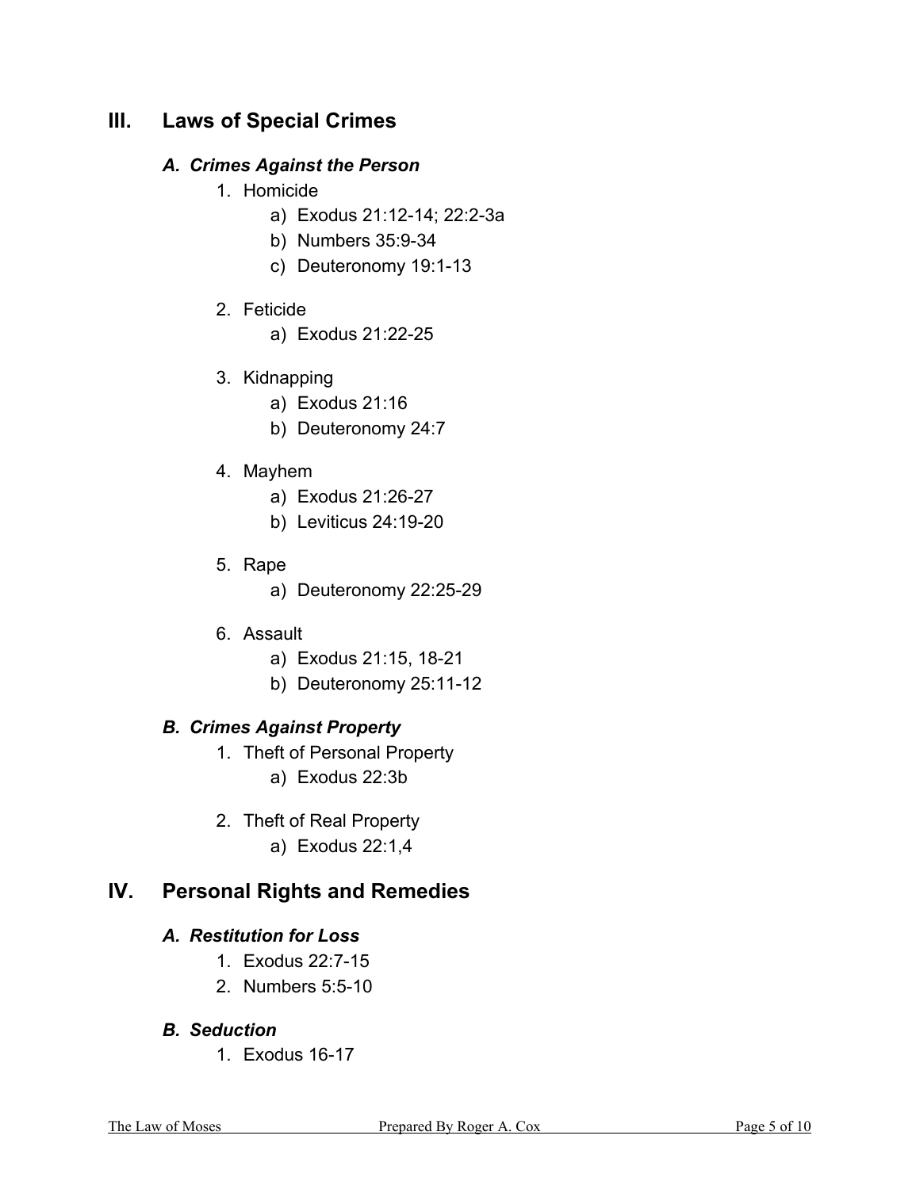## III. Laws of Special Crimes

### *A. Crimes Against the Person*

1. Homicide
   a) Exodus 21:12-14; 22:2-3a
   b) Numbers 35:9-34
   c) Deuteronomy 19:1-13

2. Feticide
   a) Exodus 21:22-25

3. Kidnapping
   a) Exodus 21:16
   b) Deuteronomy 24:7

4. Mayhem
   a) Exodus 21:26-27
   b) Leviticus 24:19-20

5. Rape
   a) Deuteronomy 22:25-29

6. Assault
   a) Exodus 21:15, 18-21
   b) Deuteronomy 25:11-12

### *B. Crimes Against Property*

1. Theft of Personal Property
   a) Exodus 22:3b

2. Theft of Real Property
   a) Exodus 22:1,4

## IV. Personal Rights and Remedies

### *A. Restitution for Loss*

1. Exodus 22:7-15
2. Numbers 5:5-10

### *B. Seduction*

1. Exodus 16-17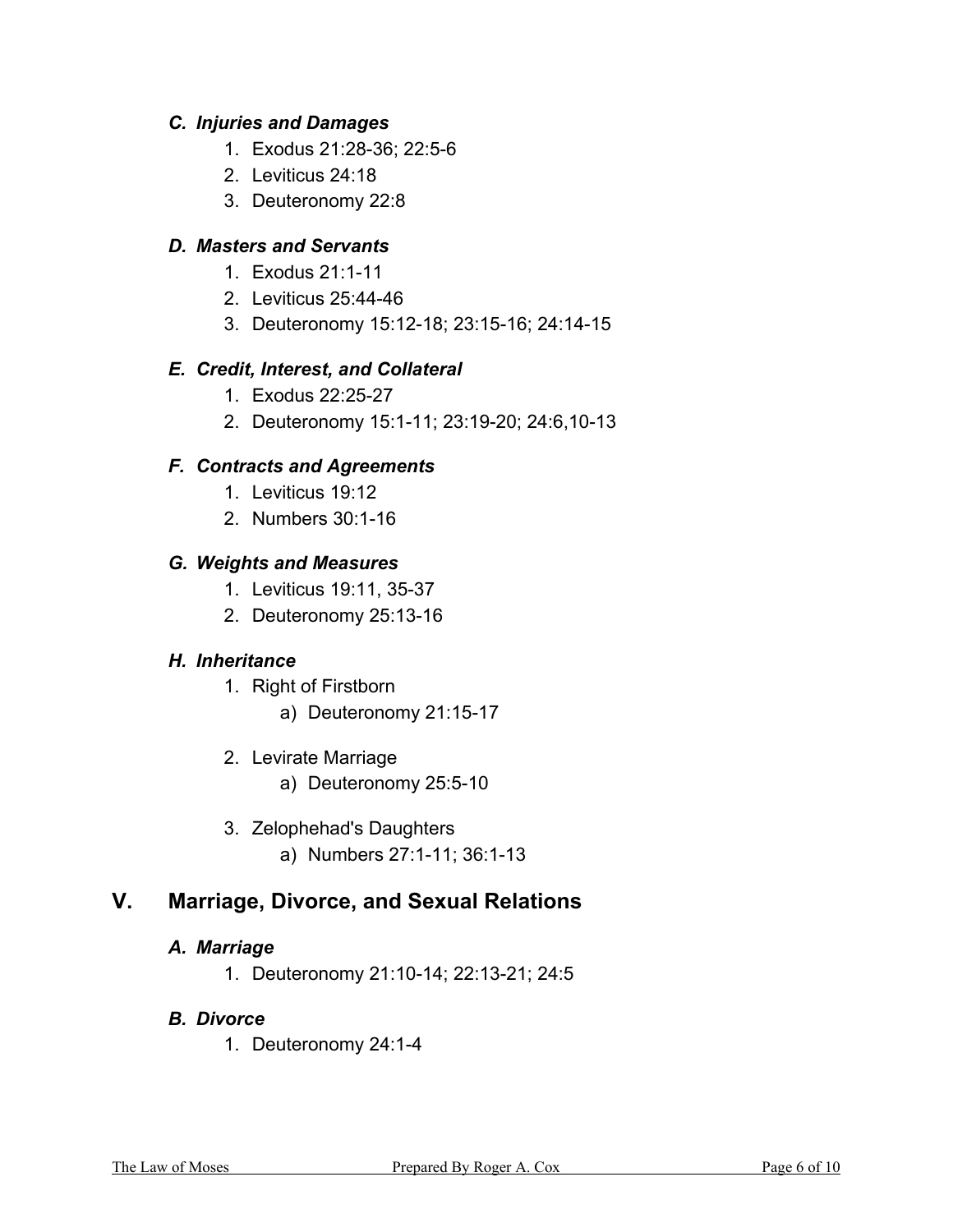### *C. Injuries and Damages*

1. Exodus 21:28-36; 22:5-6
2. Leviticus 24:18
3. Deuteronomy 22:8

### *D. Masters and Servants*

1. Exodus 21:1-11
2. Leviticus 25:44-46
3. Deuteronomy 15:12-18; 23:15-16; 24:14-15

### *E. Credit, Interest, and Collateral*

1. Exodus 22:25-27
2. Deuteronomy 15:1-11; 23:19-20; 24:6,10-13

### *F. Contracts and Agreements*

1. Leviticus 19:12
2. Numbers 30:1-16

### *G. Weights and Measures*

1. Leviticus 19:11, 35-37
2. Deuteronomy 25:13-16

### *H. Inheritance*

1. Right of Firstborn
   a) Deuteronomy 21:15-17

2. Levirate Marriage
   a) Deuteronomy 25:5-10

3. Zelophehad's Daughters
   a) Numbers 27:1-11; 36:1-13

## V. Marriage, Divorce, and Sexual Relations

### *A. Marriage*

1. Deuteronomy 21:10-14; 22:13-21; 24:5

### *B. Divorce*

1. Deuteronomy 24:1-4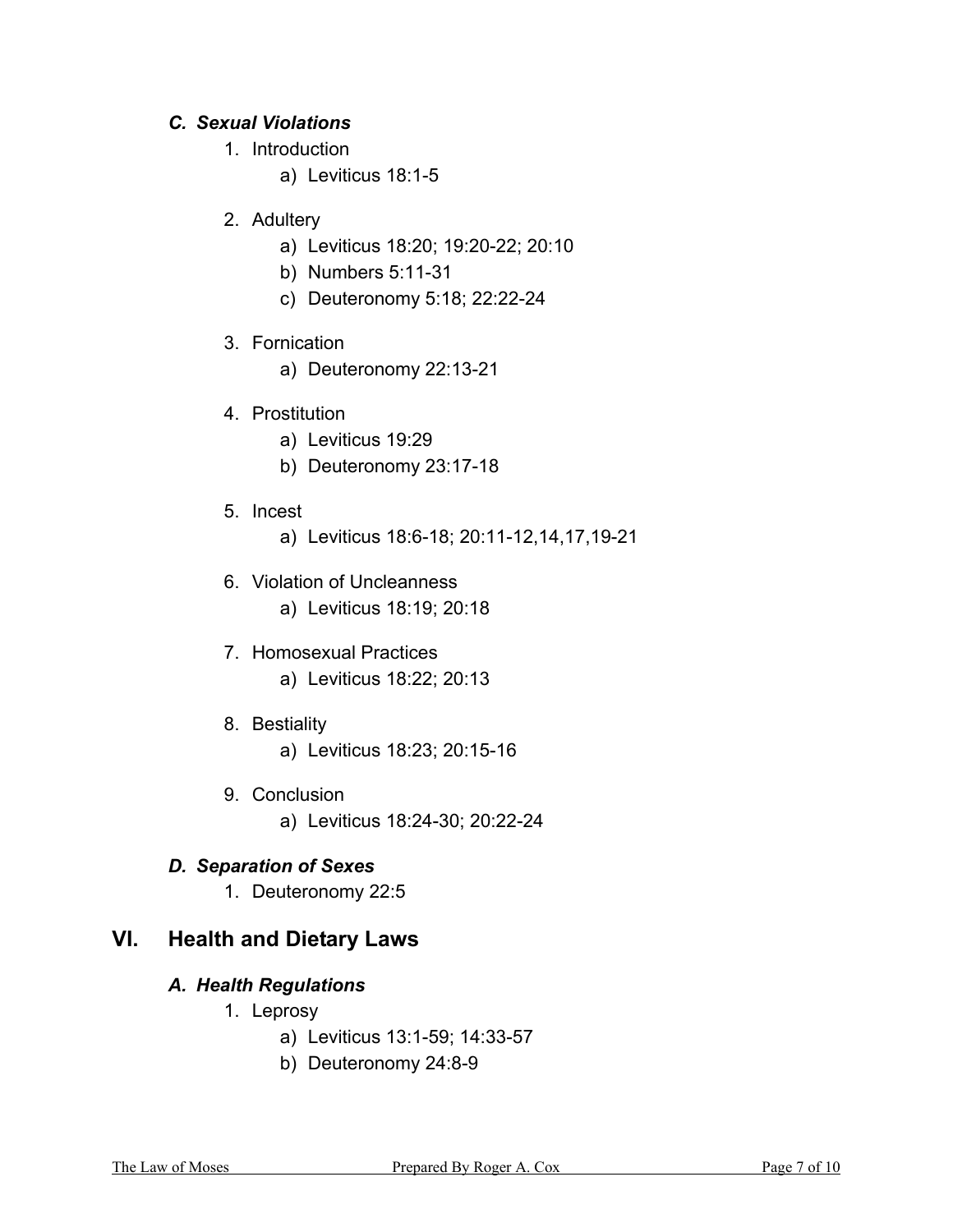### *C. Sexual Violations*

1. Introduction
    a) Leviticus 18:1-5

2. Adultery
    a) Leviticus 18:20; 19:20-22; 20:10
    b) Numbers 5:11-31
    c) Deuteronomy 5:18; 22:22-24

3. Fornication
    a) Deuteronomy 22:13-21

4. Prostitution
    a) Leviticus 19:29
    b) Deuteronomy 23:17-18

5. Incest
    a) Leviticus 18:6-18; 20:11-12,14,17,19-21

6. Violation of Uncleanness
    a) Leviticus 18:19; 20:18

7. Homosexual Practices
    a) Leviticus 18:22; 20:13

8. Bestiality
    a) Leviticus 18:23; 20:15-16

9. Conclusion
    a) Leviticus 18:24-30; 20:22-24

### *D. Separation of Sexes*

1. Deuteronomy 22:5

## VI. Health and Dietary Laws

### *A. Health Regulations*

1. Leprosy
    a) Leviticus 13:1-59; 14:33-57
    b) Deuteronomy 24:8-9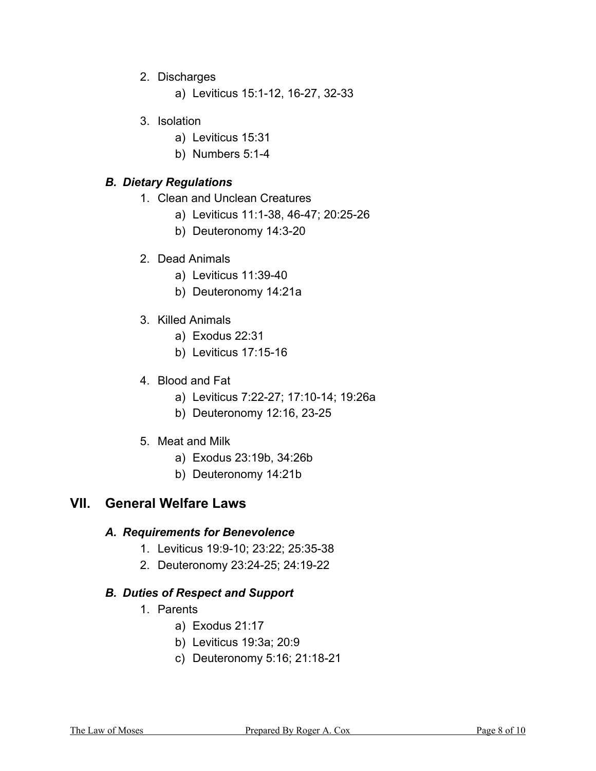2. Discharges
    a) Leviticus 15:1-12, 16-27, 32-33

3. Isolation
    a) Leviticus 15:31
    b) Numbers 5:1-4

### *B. Dietary Regulations*

1. Clean and Unclean Creatures
    a) Leviticus 11:1-38, 46-47; 20:25-26
    b) Deuteronomy 14:3-20

2. Dead Animals
    a) Leviticus 11:39-40
    b) Deuteronomy 14:21a

3. Killed Animals
    a) Exodus 22:31
    b) Leviticus 17:15-16

4. Blood and Fat
    a) Leviticus 7:22-27; 17:10-14; 19:26a
    b) Deuteronomy 12:16, 23-25

5. Meat and Milk
    a) Exodus 23:19b, 34:26b
    b) Deuteronomy 14:21b

## VII. General Welfare Laws

### *A. Requirements for Benevolence*

1. Leviticus 19:9-10; 23:22; 25:35-38
2. Deuteronomy 23:24-25; 24:19-22

### *B. Duties of Respect and Support*

1. Parents
    a) Exodus 21:17
    b) Leviticus 19:3a; 20:9
    c) Deuteronomy 5:16; 21:18-21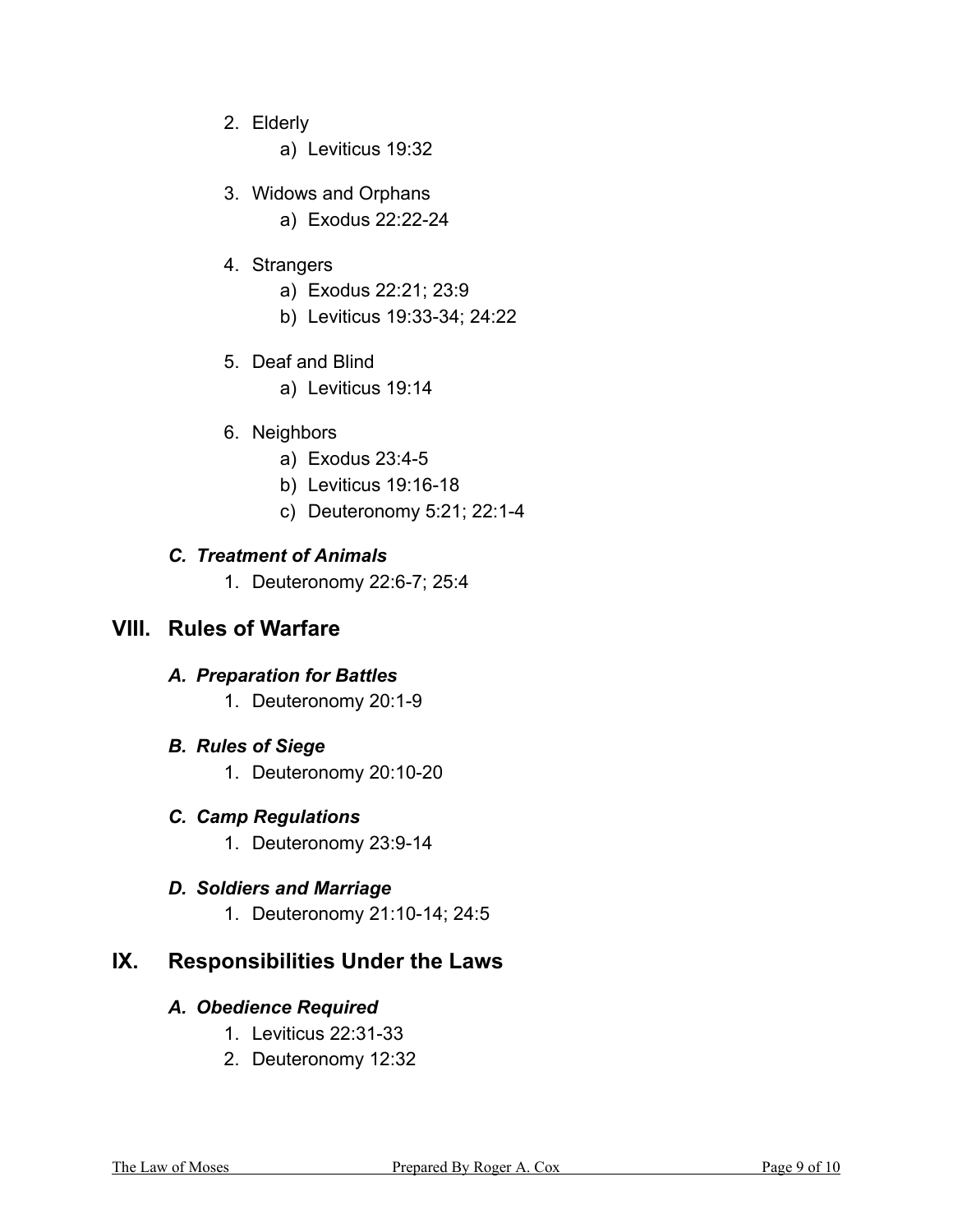2. Elderly
    a) Leviticus 19:32

3. Widows and Orphans
    a) Exodus 22:22-24

4. Strangers
    a) Exodus 22:21; 23:9
    b) Leviticus 19:33-34; 24:22

5. Deaf and Blind
    a) Leviticus 19:14

6. Neighbors
    a) Exodus 23:4-5
    b) Leviticus 19:16-18
    c) Deuteronomy 5:21; 22:1-4

### *C. Treatment of Animals*

1. Deuteronomy 22:6-7; 25:4

## VIII. Rules of Warfare

### *A. Preparation for Battles*

1. Deuteronomy 20:1-9

### *B. Rules of Siege*

1. Deuteronomy 20:10-20

### *C. Camp Regulations*

1. Deuteronomy 23:9-14

### *D. Soldiers and Marriage*

1. Deuteronomy 21:10-14; 24:5

## IX. Responsibilities Under the Laws

### *A. Obedience Required*

1. Leviticus 22:31-33
2. Deuteronomy 12:32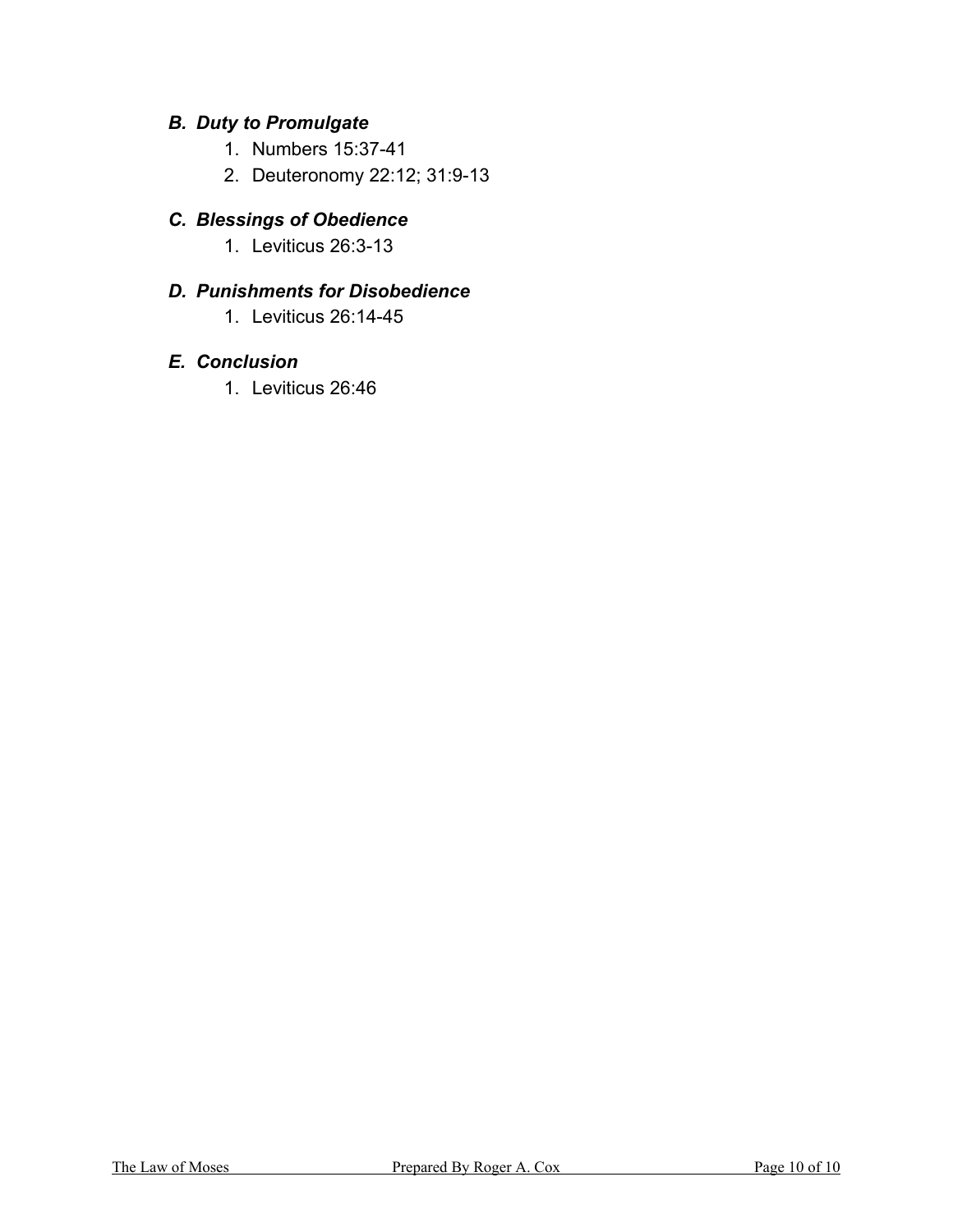### *B. Duty to Promulgate*

1. Numbers 15:37-41
2. Deuteronomy 22:12; 31:9-13

### *C. Blessings of Obedience*

1. Leviticus 26:3-13

### *D. Punishments for Disobedience*

1. Leviticus 26:14-45

### *E. Conclusion*

1. Leviticus 26:46